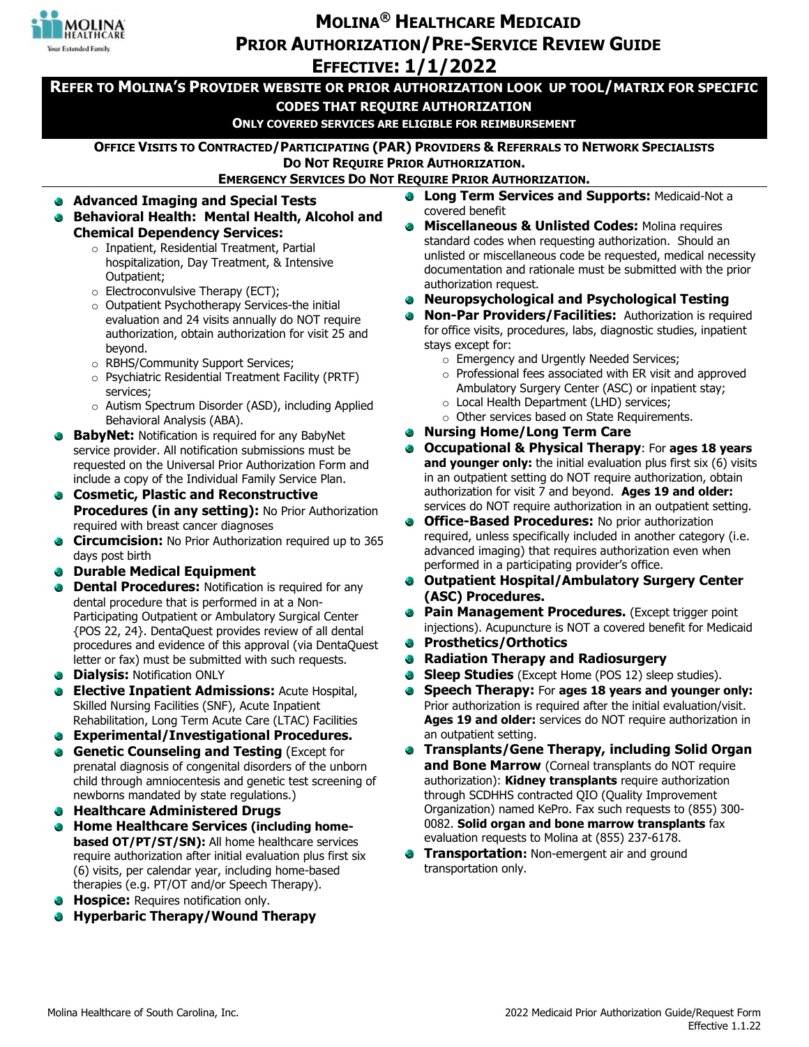# Molina® Healthcare Medicaid Prior Authorization/Pre-Service Review Guide

## Effective: 1/1/2022

**Refer to Molina's Provider website or prior authorization look up tool/matrix for specific codes that require authorization**

**Only covered services are eligible for reimbursement**

**Office Visits to Contracted/Participating (PAR) Providers & Referrals to Network Specialists Do Not Require Prior Authorization.**

**Emergency Services Do Not Require Prior Authorization.**

- **Advanced Imaging and Special Tests**
- **Behavioral Health: Mental Health, Alcohol and Chemical Dependency Services:**
  - Inpatient, Residential Treatment, Partial hospitalization, Day Treatment, & Intensive Outpatient;
  - Electroconvulsive Therapy (ECT);
  - Outpatient Psychotherapy Services-the initial evaluation and 24 visits annually do NOT require authorization, obtain authorization for visit 25 and beyond.
  - RBHS/Community Support Services;
  - Psychiatric Residential Treatment Facility (PRTF) services;
  - Autism Spectrum Disorder (ASD), including Applied Behavioral Analysis (ABA).
- **BabyNet:** Notification is required for any BabyNet service provider. All notification submissions must be requested on the Universal Prior Authorization Form and include a copy of the Individual Family Service Plan.
- **Cosmetic, Plastic and Reconstructive Procedures (in any setting):** No Prior Authorization required with breast cancer diagnoses
- **Circumcision:** No Prior Authorization required up to 365 days post birth
- **Durable Medical Equipment**
- **Dental Procedures:** Notification is required for any dental procedure that is performed in at a Non-Participating Outpatient or Ambulatory Surgical Center {POS 22, 24}. DentaQuest provides review of all dental procedures and evidence of this approval (via DentaQuest letter or fax) must be submitted with such requests.
- **Dialysis:** Notification ONLY
- **Elective Inpatient Admissions:** Acute Hospital, Skilled Nursing Facilities (SNF), Acute Inpatient Rehabilitation, Long Term Acute Care (LTAC) Facilities
- **Experimental/Investigational Procedures.**
- **Genetic Counseling and Testing** (Except for prenatal diagnosis of congenital disorders of the unborn child through amniocentesis and genetic test screening of newborns mandated by state regulations.)
- **Healthcare Administered Drugs**
- **Home Healthcare Services (including home-based OT/PT/ST/SN):** All home healthcare services require authorization after initial evaluation plus first six (6) visits, per calendar year, including home-based therapies (e.g. PT/OT and/or Speech Therapy).
- **Hospice:** Requires notification only.
- **Hyperbaric Therapy/Wound Therapy**
- **Long Term Services and Supports:** Medicaid-Not a covered benefit
- **Miscellaneous & Unlisted Codes:** Molina requires standard codes when requesting authorization. Should an unlisted or miscellaneous code be requested, medical necessity documentation and rationale must be submitted with the prior authorization request.
- **Neuropsychological and Psychological Testing**
- **Non-Par Providers/Facilities:** Authorization is required for office visits, procedures, labs, diagnostic studies, inpatient stays except for:
  - Emergency and Urgently Needed Services;
  - Professional fees associated with ER visit and approved Ambulatory Surgery Center (ASC) or inpatient stay;
  - Local Health Department (LHD) services;
  - Other services based on State Requirements.
- **Nursing Home/Long Term Care**
- **Occupational & Physical Therapy**: For **ages 18 years and younger only:** the initial evaluation plus first six (6) visits in an outpatient setting do NOT require authorization, obtain authorization for visit 7 and beyond. **Ages 19 and older:** services do NOT require authorization in an outpatient setting.
- **Office-Based Procedures:** No prior authorization required, unless specifically included in another category (i.e. advanced imaging) that requires authorization even when performed in a participating provider's office.
- **Outpatient Hospital/Ambulatory Surgery Center (ASC) Procedures.**
- **Pain Management Procedures.** (Except trigger point injections). Acupuncture is NOT a covered benefit for Medicaid
- **Prosthetics/Orthotics**
- **Radiation Therapy and Radiosurgery**
- **Sleep Studies** (Except Home (POS 12) sleep studies).
- **Speech Therapy:** For **ages 18 years and younger only:** Prior authorization is required after the initial evaluation/visit. **Ages 19 and older:** services do NOT require authorization in an outpatient setting.
- **Transplants/Gene Therapy, including Solid Organ and Bone Marrow** (Corneal transplants do NOT require authorization): **Kidney transplants** require authorization through SCDHHS contracted QIO (Quality Improvement Organization) named KePro. Fax such requests to (855) 300-0082. **Solid organ and bone marrow transplants** fax evaluation requests to Molina at (855) 237-6178.
- **Transportation:** Non-emergent air and ground transportation only.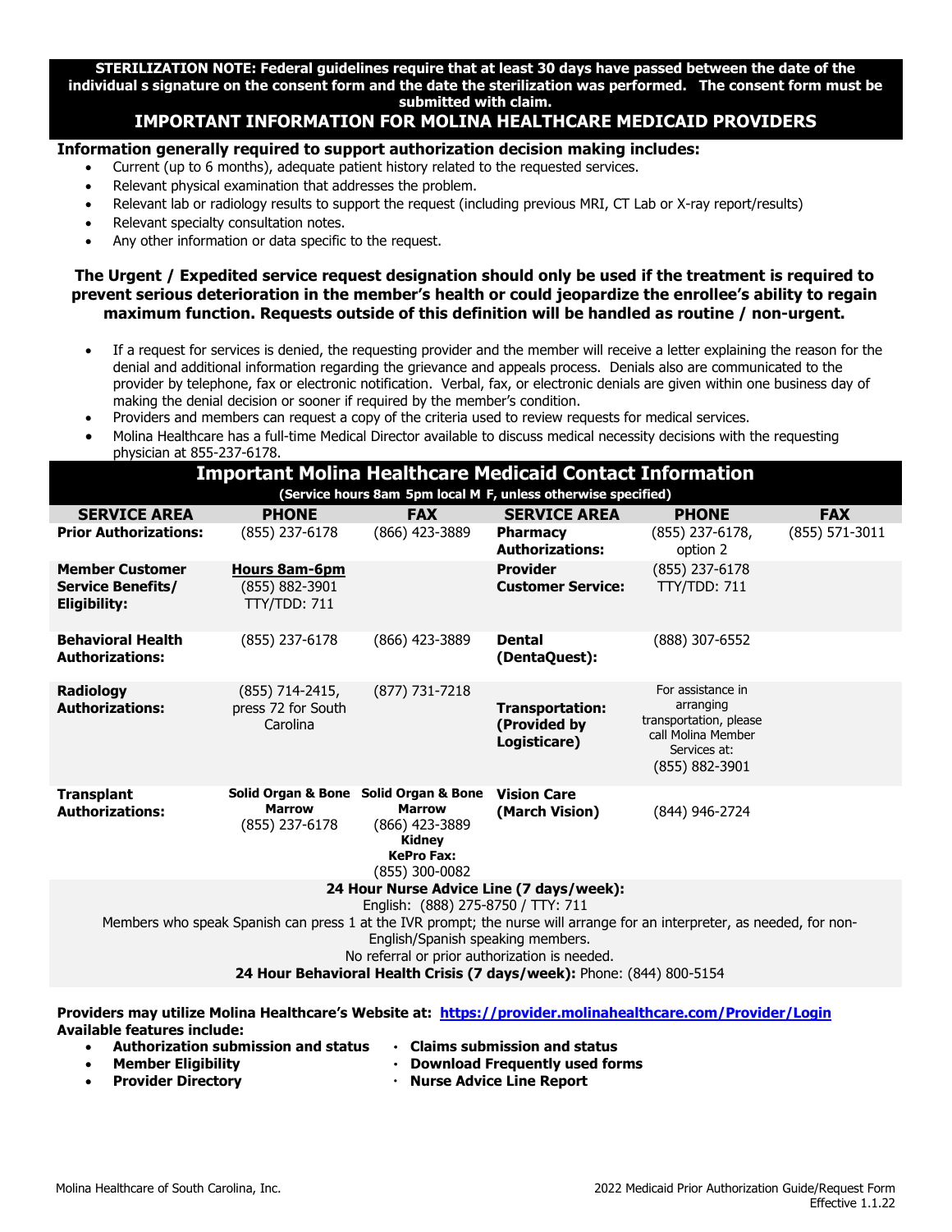**STERILIZATION NOTE: Federal guidelines require that at least 30 days have passed between the date of the individual s signature on the consent form and the date the sterilization was performed. The consent form must be submitted with claim.**

## IMPORTANT INFORMATION FOR MOLINA HEALTHCARE MEDICAID PROVIDERS

**Information generally required to support authorization decision making includes:**

- Current (up to 6 months), adequate patient history related to the requested services.
- Relevant physical examination that addresses the problem.
- Relevant lab or radiology results to support the request (including previous MRI, CT Lab or X-ray report/results)
- Relevant specialty consultation notes.
- Any other information or data specific to the request.

**The Urgent / Expedited service request designation should only be used if the treatment is required to prevent serious deterioration in the member's health or could jeopardize the enrollee's ability to regain maximum function. Requests outside of this definition will be handled as routine / non-urgent.**

- If a request for services is denied, the requesting provider and the member will receive a letter explaining the reason for the denial and additional information regarding the grievance and appeals process. Denials also are communicated to the provider by telephone, fax or electronic notification. Verbal, fax, or electronic denials are given within one business day of making the denial decision or sooner if required by the member's condition.
- Providers and members can request a copy of the criteria used to review requests for medical services.
- Molina Healthcare has a full-time Medical Director available to discuss medical necessity decisions with the requesting physician at 855-237-6178.

## Important Molina Healthcare Medicaid Contact Information

**(Service hours 8am 5pm local M F, unless otherwise specified)**

| SERVICE AREA | PHONE | FAX | SERVICE AREA | PHONE | FAX |
|---|---|---|---|---|---|
| **Prior Authorizations:** | (855) 237-6178 | (866) 423-3889 | **Pharmacy Authorizations:** | (855) 237-6178, option 2 | (855) 571-3011 |
| **Member Customer Service Benefits/ Eligibility:** | **Hours 8am-6pm** (855) 882-3901 TTY/TDD: 711 | | **Provider Customer Service:** | (855) 237-6178 TTY/TDD: 711 | |
| **Behavioral Health Authorizations:** | (855) 237-6178 | (866) 423-3889 | **Dental (DentaQuest):** | (888) 307-6552 | |
| **Radiology Authorizations:** | (855) 714-2415, press 72 for South Carolina | (877) 731-7218 | **Transportation: (Provided by Logisticare)** | For assistance in arranging transportation, please call Molina Member Services at: (855) 882-3901 | |
| **Transplant Authorizations:** | **Solid Organ & Bone Marrow** (855) 237-6178 | **Solid Organ & Bone Marrow** (866) 423-3889 **Kidney KePro Fax:** (855) 300-0082 | **Vision Care (March Vision)** | (844) 946-2724 | |

**24 Hour Nurse Advice Line (7 days/week):**
English: (888) 275-8750 / TTY: 711
Members who speak Spanish can press 1 at the IVR prompt; the nurse will arrange for an interpreter, as needed, for non-English/Spanish speaking members.
No referral or prior authorization is needed.
**24 Hour Behavioral Health Crisis (7 days/week):** Phone: (844) 800-5154

**Providers may utilize Molina Healthcare's Website at: https://provider.molinahealthcare.com/Provider/Login**
**Available features include:**

- **Authorization submission and status**
- **Member Eligibility**
- **Provider Directory**
- **Claims submission and status**
- **Download Frequently used forms**
- **Nurse Advice Line Report**

Molina Healthcare of South Carolina, Inc.

2022 Medicaid Prior Authorization Guide/Request Form
Effective 1.1.22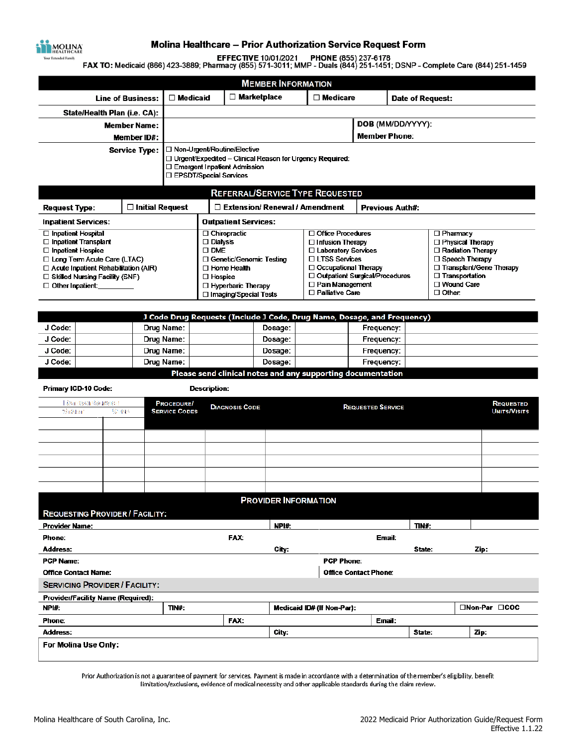MOLINA HEALTHCARE
Your Extended Family

# Molina Healthcare – Prior Authorization Service Request Form

**EFFECTIVE** 10/01/2021 **PHONE** (855) 237-6178
**FAX TO:** Medicaid (866) 423-3889; Pharmacy (855) 571-3011; MMP - Duals (844) 251-1451; DSNP - Complete Care (844) 251-1459

## MEMBER INFORMATION

| | | | | |
|---|---|---|---|---|
| **Line of Business:** | ☐ Medicaid | ☐ Marketplace | ☐ Medicare | **Date of Request:** |
| **State/Health Plan (i.e. CA):** | | | | |
| **Member Name:** | | | **DOB** (MM/DD/YYYY): | |
| **Member ID#:** | | | **Member Phone:** | |
| **Service Type:** | ☐ Non-Urgent/Routine/Elective<br>☐ Urgent/Expedited – Clinical Reason for Urgency Required:<br>☐ Emergent Inpatient Admission<br>☐ EPSDT/Special Services | | | |

## REFERRAL/SERVICE TYPE REQUESTED

| | | | |
|---|---|---|---|
| **Request Type:** | ☐ **Initial Request** | ☐ **Extension/ Renewal / Amendment** | **Previous Auth#:** |

| **Inpatient Services:** | **Outpatient Services:** | | |
|---|---|---|---|
| ☐ Inpatient Hospital | ☐ Chiropractic | ☐ Office Procedures | ☐ Pharmacy |
| ☐ Inpatient Transplant | ☐ Dialysis | ☐ Infusion Therapy | ☐ Physical Therapy |
| ☐ Inpatient Hospice | ☐ DME | ☐ Laboratory Services | ☐ Radiation Therapy |
| ☐ Long Term Acute Care (LTAC) | ☐ Genetic/Genomic Testing | ☐ LTSS Services | ☐ Speech Therapy |
| ☐ Acute Inpatient Rehabilitation (AIR) | ☐ Home Health | ☐ Occupational Therapy | ☐ Transplant/Gene Therapy |
| ☐ Skilled Nursing Facility (SNF) | ☐ Hospice | ☐ Outpatient Surgical/Procedures | ☐ Transportation |
| ☐ Other Inpatient:_________ | ☐ Hyperbaric Therapy | ☐ Pain Management | ☐ Wound Care |
| | ☐ Imaging/Special Tests | ☐ Palliative Care | ☐ Other: |

## J Code Drug Requests (Include J Code, Drug Name, Dosage, and Frequency)

| | | | | | | | |
|---|---|---|---|---|---|---|---|
| J Code: | | Drug Name: | | Dosage: | | Frequency: | |
| J Code: | | Drug Name: | | Dosage: | | Frequency: | |
| J Code: | | Drug Name: | | Dosage: | | Frequency: | |
| J Code: | | Drug Name: | | Dosage: | | Frequency: | |

**Please send clinical notes and any supporting documentation**

**Primary ICD-10 Code:** **Description:**

| Dates of Service | | Procedure/ Service Codes | Diagnosis Code | Requested Service | Requested Units/Visits |
|---|---|---|---|---|---|
| Start | Stop | | | | |
| | | | | | |
| | | | | | |
| | | | | | |
| | | | | | |
| | | | | | |

## PROVIDER INFORMATION

### REQUESTING PROVIDER / FACILITY:

| | | | |
|---|---|---|---|
| **Provider Name:** | **NPI#:** | **TIN#:** | |
| **Phone:** | **FAX:** | **Email:** | |
| **Address:** | **City:** | **State:** | **Zip:** |
| **PCP Name:** | | **PCP Phone:** | |
| **Office Contact Name:** | | **Office Contact Phone:** | |

### SERVICING PROVIDER / FACILITY:

| | | | |
|---|---|---|---|
| **Provider/Facility Name (Required):** | | | |
| **NPI#:** | **TIN#:** | **Medicaid ID# (If Non-Par):** | ☐**Non-Par** ☐**COC** |
| **Phone:** | **FAX:** | **Email:** | |
| **Address:** | **City:** | **State:** | **Zip:** |

**For Molina Use Only:**

Prior Authorization is not a guarantee of payment for services. Payment is made in accordance with a determination of the member's eligibility, benefit limitation/exclusions, evidence of medical necessity and other applicable standards during the claim review.

Molina Healthcare of South Carolina, Inc.

2022 Medicaid Prior Authorization Guide/Request Form
Effective 1.1.22